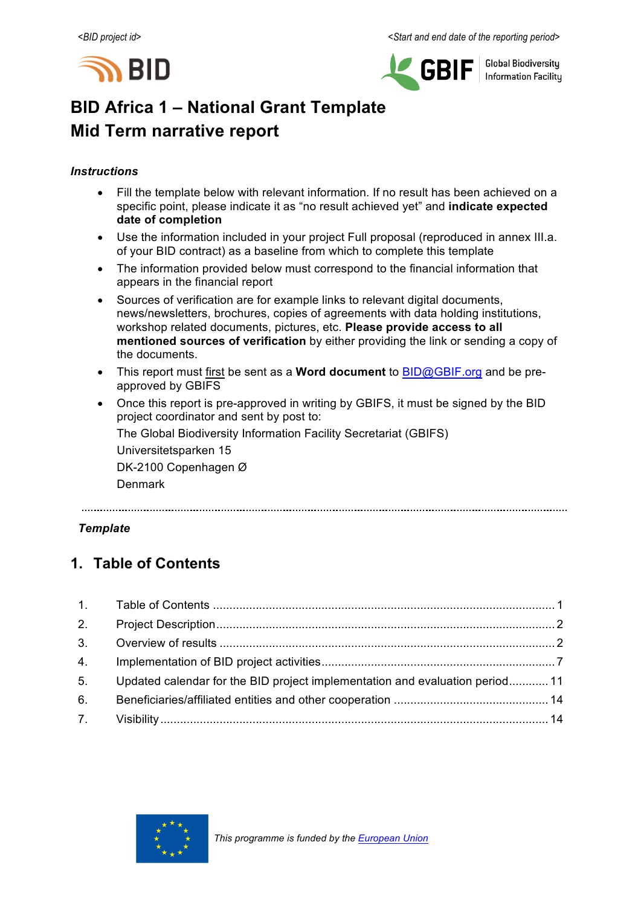<BID project id> <Start and end date of the reporting period>

# BID Africa 1 – National Grant Template
# Mid Term narrative report

***Instructions***

- Fill the template below with relevant information. If no result has been achieved on a specific point, please indicate it as "no result achieved yet" and **indicate expected date of completion**
- Use the information included in your project Full proposal (reproduced in annex III.a. of your BID contract) as a baseline from which to complete this template
- The information provided below must correspond to the financial information that appears in the financial report
- Sources of verification are for example links to relevant digital documents, news/newsletters, brochures, copies of agreements with data holding institutions, workshop related documents, pictures, etc. **Please provide access to all mentioned sources of verification** by either providing the link or sending a copy of the documents.
- This report must first be sent as a **Word document** to BID@GBIF.org and be pre-approved by GBIFS
- Once this report is pre-approved in writing by GBIFS, it must be signed by the BID project coordinator and sent by post to:

  The Global Biodiversity Information Facility Secretariat (GBIFS)
  Universitetsparken 15
  DK-2100 Copenhagen Ø
  Denmark

---

***Template***

## 1. Table of Contents

1. Table of Contents ........ 1
2. Project Description ........ 2
3. Overview of results ........ 2
4. Implementation of BID project activities ........ 7
5. Updated calendar for the BID project implementation and evaluation period ........ 11
6. Beneficiaries/affiliated entities and other cooperation ........ 14
7. Visibility ........ 14

*This programme is funded by the European Union*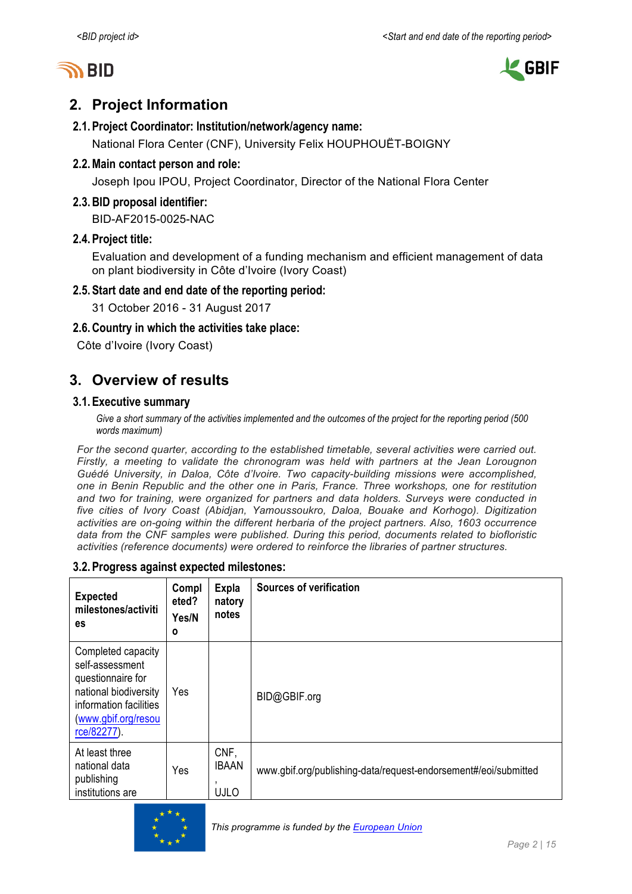## 2. Project Information

### 2.1. Project Coordinator: Institution/network/agency name:

National Flora Center (CNF), University Felix HOUPHOUËT-BOIGNY

### 2.2. Main contact person and role:

Joseph Ipou IPOU, Project Coordinator, Director of the National Flora Center

### 2.3. BID proposal identifier:

BID-AF2015-0025-NAC

### 2.4. Project title:

Evaluation and development of a funding mechanism and efficient management of data on plant biodiversity in Côte d'Ivoire (Ivory Coast)

### 2.5. Start date and end date of the reporting period:

31 October 2016 - 31 August 2017

### 2.6. Country in which the activities take place:

Côte d'Ivoire (Ivory Coast)

## 3. Overview of results

### 3.1. Executive summary

*Give a short summary of the activities implemented and the outcomes of the project for the reporting period (500 words maximum)*

*For the second quarter, according to the established timetable, several activities were carried out. Firstly, a meeting to validate the chronogram was held with partners at the Jean Lorougnon Guédé University, in Daloa, Côte d'Ivoire. Two capacity-building missions were accomplished, one in Benin Republic and the other one in Paris, France. Three workshops, one for restitution and two for training, were organized for partners and data holders. Surveys were conducted in five cities of Ivory Coast (Abidjan, Yamoussoukro, Daloa, Bouake and Korhogo). Digitization activities are on-going within the different herbaria of the project partners. Also, 1603 occurrence data from the CNF samples were published. During this period, documents related to biofloristic activities (reference documents) were ordered to reinforce the libraries of partner structures.*

### 3.2. Progress against expected milestones:

| Expected milestones/activities | Completed? Yes/No | Explanatory notes | Sources of verification |
|---|---|---|---|
| Completed capacity self-assessment questionnaire for national biodiversity information facilities (www.gbif.org/resource/82277). | Yes | | BID@GBIF.org |
| At least three national data publishing institutions are | Yes | CNF, IBAAN, UJLO | www.gbif.org/publishing-data/request-endorsement#/eoi/submitted |

This programme is funded by the European Union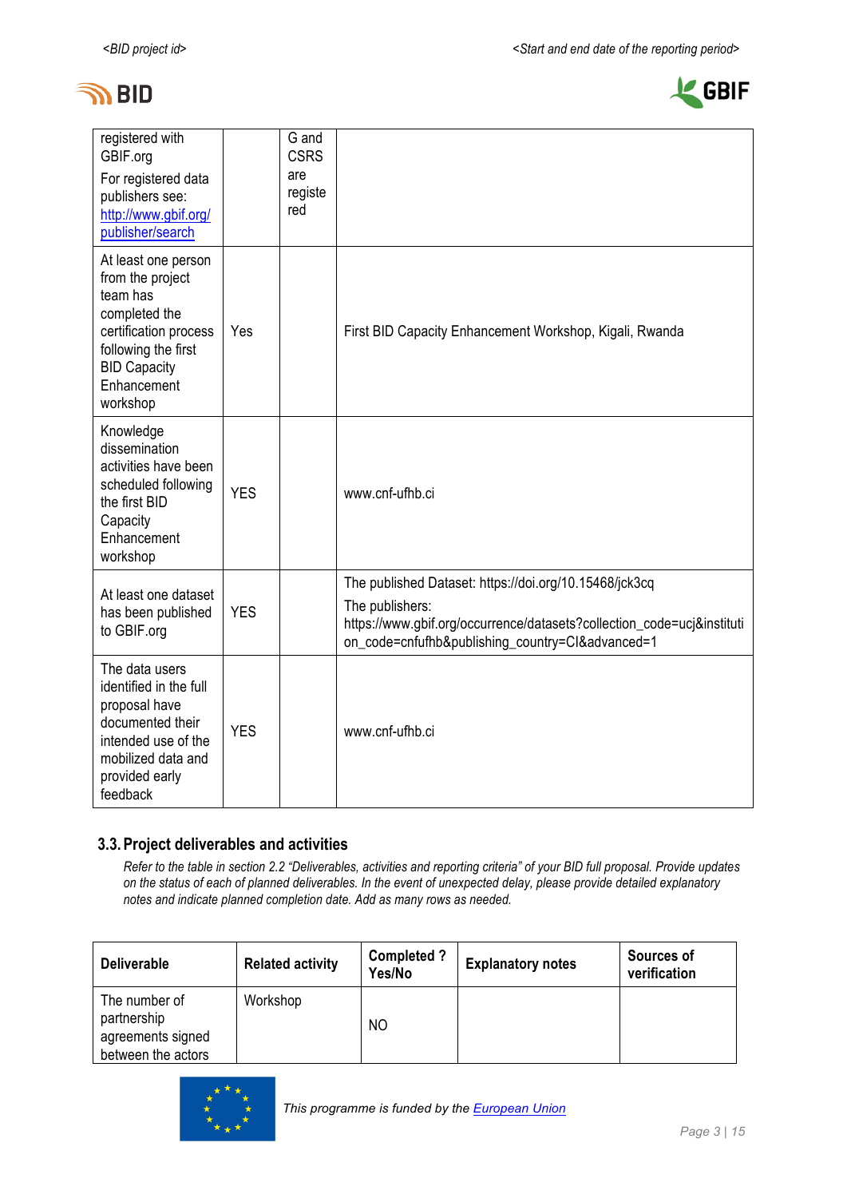| | | | |
|---|---|---|---|
| registered with GBIF.org<br>For registered data publishers see: http://www.gbif.org/publisher/search | | G and CSRS are registered | |
| At least one person from the project team has completed the certification process following the first BID Capacity Enhancement workshop | Yes | | First BID Capacity Enhancement Workshop, Kigali, Rwanda |
| Knowledge dissemination activities have been scheduled following the first BID Capacity Enhancement workshop | YES | | www.cnf-ufhb.ci |
| At least one dataset has been published to GBIF.org | YES | | The published Dataset: https://doi.org/10.15468/jck3cq<br>The publishers: https://www.gbif.org/occurrence/datasets?collection_code=ucj&institution_code=cnfufhb&publishing_country=CI&advanced=1 |
| The data users identified in the full proposal have documented their intended use of the mobilized data and provided early feedback | YES | | www.cnf-ufhb.ci |

### 3.3. Project deliverables and activities

*Refer to the table in section 2.2 "Deliverables, activities and reporting criteria" of your BID full proposal. Provide updates on the status of each of planned deliverables. In the event of unexpected delay, please provide detailed explanatory notes and indicate planned completion date. Add as many rows as needed.*

| Deliverable | Related activity | Completed ? Yes/No | Explanatory notes | Sources of verification |
|---|---|---|---|---|
| The number of partnership agreements signed between the actors | Workshop | NO | | |

This programme is funded by the European Union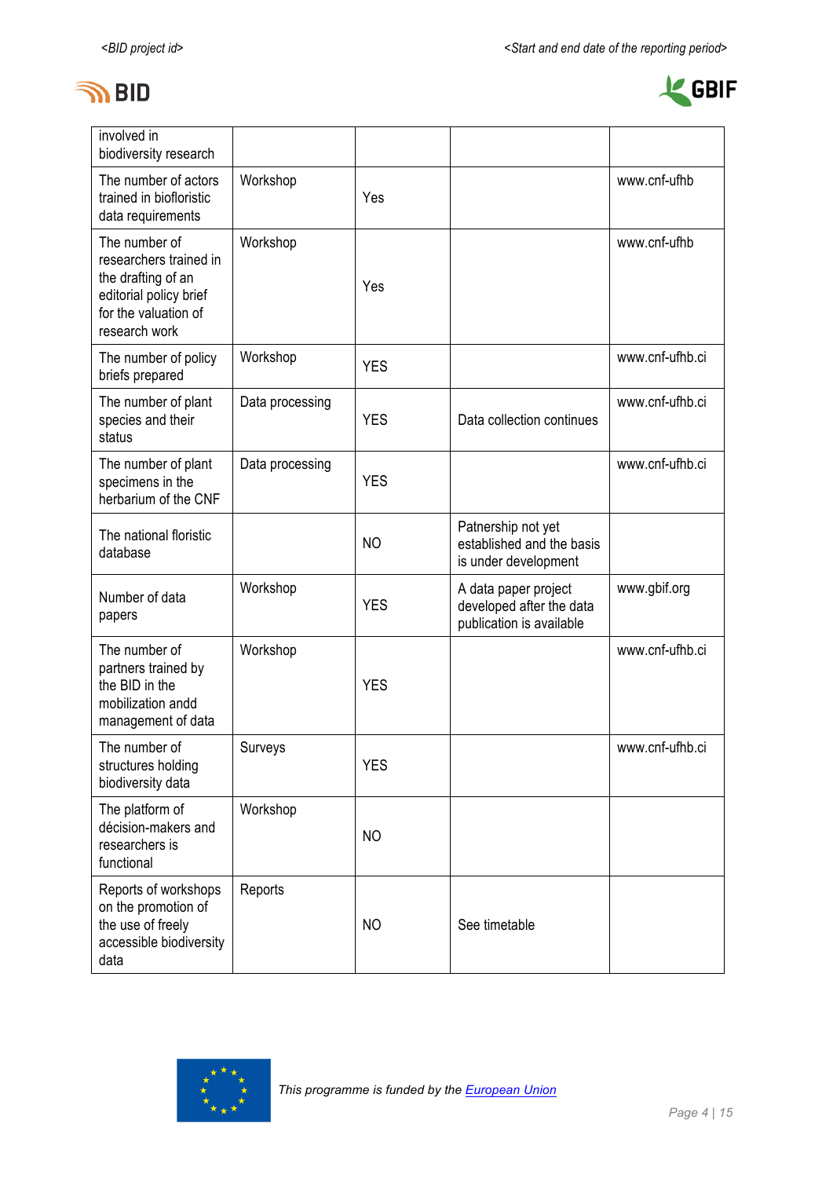| | | | | |
|---|---|---|---|---|
| involved in biodiversity research | | | | |
| The number of actors trained in biofloristic data requirements | Workshop | Yes | | www.cnf-ufhb |
| The number of researchers trained in the drafting of an editorial policy brief for the valuation of research work | Workshop | Yes | | www.cnf-ufhb |
| The number of policy briefs prepared | Workshop | YES | | www.cnf-ufhb.ci |
| The number of plant species and their status | Data processing | YES | Data collection continues | www.cnf-ufhb.ci |
| The number of plant specimens in the herbarium of the CNF | Data processing | YES | | www.cnf-ufhb.ci |
| The national floristic database | | NO | Patnership not yet established and the basis is under development | |
| Number of data papers | Workshop | YES | A data paper project developed after the data publication is available | www.gbif.org |
| The number of partners trained by the BID in the mobilization andd management of data | Workshop | YES | | www.cnf-ufhb.ci |
| The number of structures holding biodiversity data | Surveys | YES | | www.cnf-ufhb.ci |
| The platform of décision-makers and researchers is functional | Workshop | NO | | |
| Reports of workshops on the promotion of the use of freely accessible biodiversity data | Reports | NO | See timetable | |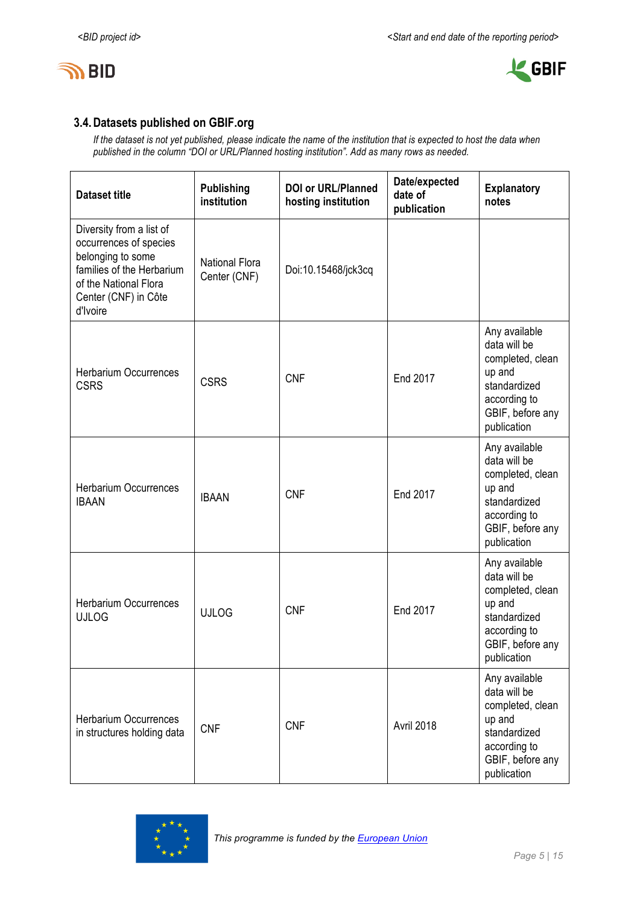### 3.4. Datasets published on GBIF.org

*If the dataset is not yet published, please indicate the name of the institution that is expected to host the data when published in the column "DOI or URL/Planned hosting institution". Add as many rows as needed.*

| Dataset title | Publishing institution | DOI or URL/Planned hosting institution | Date/expected date of publication | Explanatory notes |
|---|---|---|---|---|
| Diversity from a list of occurrences of species belonging to some families of the Herbarium of the National Flora Center (CNF) in Côte d'Ivoire | National Flora Center (CNF) | Doi:10.15468/jck3cq | | |
| Herbarium Occurrences CSRS | CSRS | CNF | End 2017 | Any available data will be completed, clean up and standardized according to GBIF, before any publication |
| Herbarium Occurrences IBAAN | IBAAN | CNF | End 2017 | Any available data will be completed, clean up and standardized according to GBIF, before any publication |
| Herbarium Occurrences UJLOG | UJLOG | CNF | End 2017 | Any available data will be completed, clean up and standardized according to GBIF, before any publication |
| Herbarium Occurrences in structures holding data | CNF | CNF | Avril 2018 | Any available data will be completed, clean up and standardized according to GBIF, before any publication |

*This programme is funded by the European Union*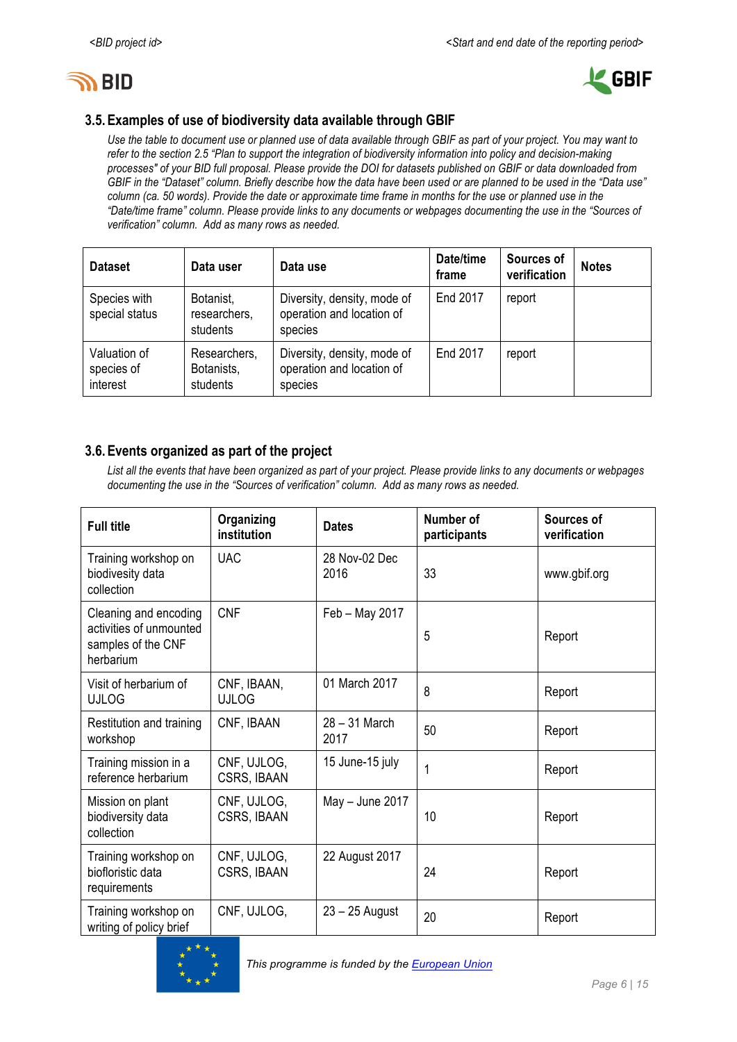### 3.5. Examples of use of biodiversity data available through GBIF

*Use the table to document use or planned use of data available through GBIF as part of your project. You may want to refer to the section 2.5 "Plan to support the integration of biodiversity information into policy and decision-making processes" of your BID full proposal. Please provide the DOI for datasets published on GBIF or data downloaded from GBIF in the "Dataset" column. Briefly describe how the data have been used or are planned to be used in the "Data use" column (ca. 50 words). Provide the date or approximate time frame in months for the use or planned use in the "Date/time frame" column. Please provide links to any documents or webpages documenting the use in the "Sources of verification" column. Add as many rows as needed.*

| Dataset | Data user | Data use | Date/time frame | Sources of verification | Notes |
|---|---|---|---|---|---|
| Species with special status | Botanist, researchers, students | Diversity, density, mode of operation and location of species | End 2017 | report | |
| Valuation of species of interest | Researchers, Botanists, students | Diversity, density, mode of operation and location of species | End 2017 | report | |

### 3.6. Events organized as part of the project

*List all the events that have been organized as part of your project. Please provide links to any documents or webpages documenting the use in the "Sources of verification" column. Add as many rows as needed.*

| Full title | Organizing institution | Dates | Number of participants | Sources of verification |
|---|---|---|---|---|
| Training workshop on biodiversity data collection | UAC | 28 Nov-02 Dec 2016 | 33 | www.gbif.org |
| Cleaning and encoding activities of unmounted samples of the CNF herbarium | CNF | Feb – May 2017 | 5 | Report |
| Visit of herbarium of UJLOG | CNF, IBAAN, UJLOG | 01 March 2017 | 8 | Report |
| Restitution and training workshop | CNF, IBAAN | 28 – 31 March 2017 | 50 | Report |
| Training mission in a reference herbarium | CNF, UJLOG, CSRS, IBAAN | 15 June-15 july | 1 | Report |
| Mission on plant biodiversity data collection | CNF, UJLOG, CSRS, IBAAN | May – June 2017 | 10 | Report |
| Training workshop on biofloristic data requirements | CNF, UJLOG, CSRS, IBAAN | 22 August 2017 | 24 | Report |
| Training workshop on writing of policy brief | CNF, UJLOG, | 23 – 25 August | 20 | Report |

This programme is funded by the European Union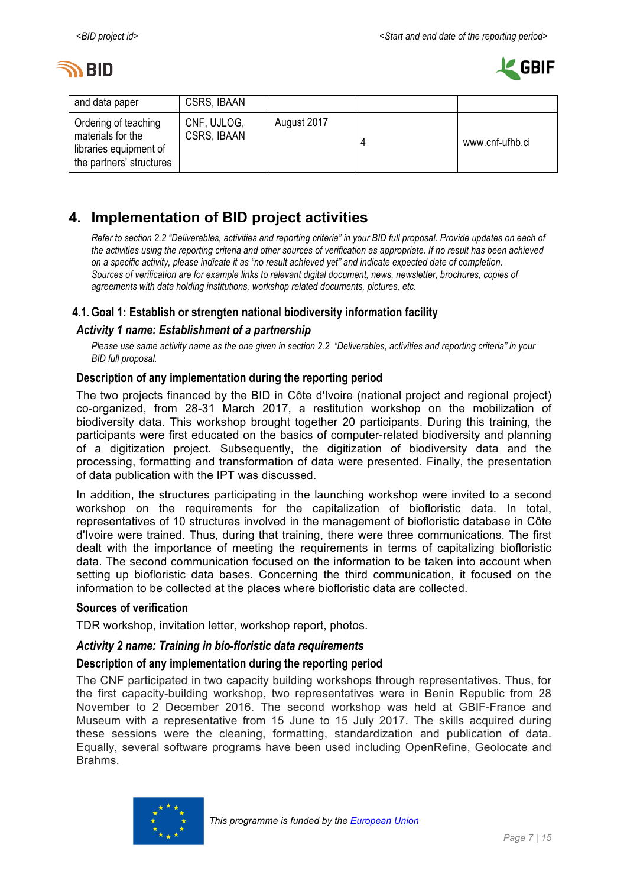| and data paper | CSRS, IBAAN | | | |
|---|---|---|---|---|
| Ordering of teaching materials for the libraries equipment of the partners' structures | CNF, UJLOG, CSRS, IBAAN | August 2017 | 4 | www.cnf-ufhb.ci |

## 4. Implementation of BID project activities

*Refer to section 2.2 "Deliverables, activities and reporting criteria" in your BID full proposal. Provide updates on each of the activities using the reporting criteria and other sources of verification as appropriate. If no result has been achieved on a specific activity, please indicate it as "no result achieved yet" and indicate expected date of completion. Sources of verification are for example links to relevant digital document, news, newsletter, brochures, copies of agreements with data holding institutions, workshop related documents, pictures, etc.*

### 4.1. Goal 1: Establish or strengten national biodiversity information facility

#### *Activity 1 name: Establishment of a partnership*

*Please use same activity name as the one given in section 2.2 "Deliverables, activities and reporting criteria" in your BID full proposal.*

#### Description of any implementation during the reporting period

The two projects financed by the BID in Côte d'Ivoire (national project and regional project) co-organized, from 28-31 March 2017, a restitution workshop on the mobilization of biodiversity data. This workshop brought together 20 participants. During this training, the participants were first educated on the basics of computer-related biodiversity and planning of a digitization project. Subsequently, the digitization of biodiversity data and the processing, formatting and transformation of data were presented. Finally, the presentation of data publication with the IPT was discussed.

In addition, the structures participating in the launching workshop were invited to a second workshop on the requirements for the capitalization of biofloristic data. In total, representatives of 10 structures involved in the management of biofloristic database in Côte d'Ivoire were trained. Thus, during that training, there were three communications. The first dealt with the importance of meeting the requirements in terms of capitalizing biofloristic data. The second communication focused on the information to be taken into account when setting up biofloristic data bases. Concerning the third communication, it focused on the information to be collected at the places where biofloristic data are collected.

#### Sources of verification

TDR workshop, invitation letter, workshop report, photos.

#### *Activity 2 name: Training in bio-floristic data requirements*

#### Description of any implementation during the reporting period

The CNF participated in two capacity building workshops through representatives. Thus, for the first capacity-building workshop, two representatives were in Benin Republic from 28 November to 2 December 2016. The second workshop was held at GBIF-France and Museum with a representative from 15 June to 15 July 2017. The skills acquired during these sessions were the cleaning, formatting, standardization and publication of data. Equally, several software programs have been used including OpenRefine, Geolocate and Brahms.

*This programme is funded by the European Union*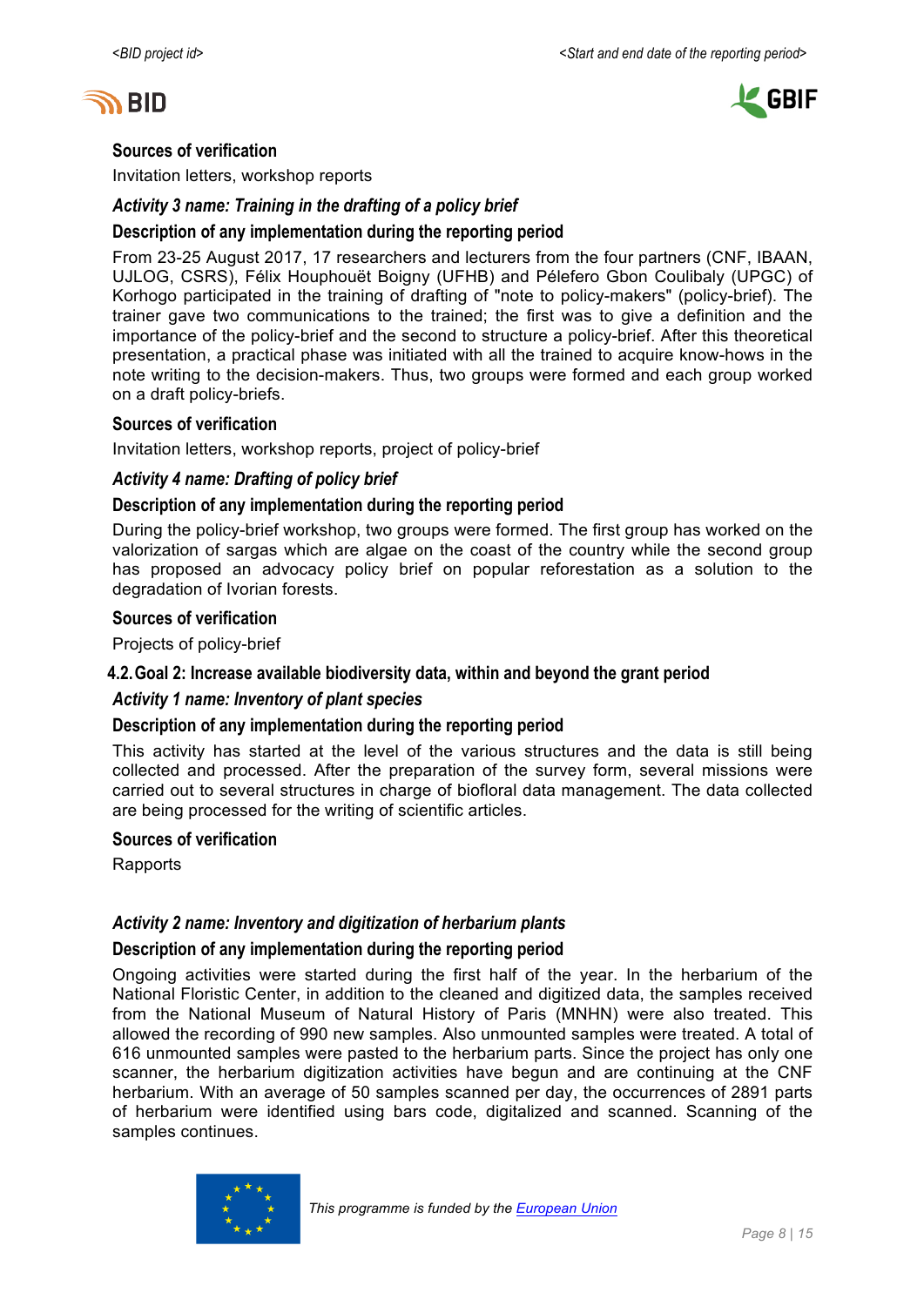**Sources of verification**

Invitation letters, workshop reports

***Activity 3 name: Training in the drafting of a policy brief***

**Description of any implementation during the reporting period**

From 23-25 August 2017, 17 researchers and lecturers from the four partners (CNF, IBAAN, UJLOG, CSRS), Félix Houphouët Boigny (UFHB) and Pélefero Gbon Coulibaly (UPGC) of Korhogo participated in the training of drafting of "note to policy-makers" (policy-brief). The trainer gave two communications to the trained; the first was to give a definition and the importance of the policy-brief and the second to structure a policy-brief. After this theoretical presentation, a practical phase was initiated with all the trained to acquire know-hows in the note writing to the decision-makers. Thus, two groups were formed and each group worked on a draft policy-briefs.

**Sources of verification**

Invitation letters, workshop reports, project of policy-brief

***Activity 4 name: Drafting of policy brief***

**Description of any implementation during the reporting period**

During the policy-brief workshop, two groups were formed. The first group has worked on the valorization of sargas which are algae on the coast of the country while the second group has proposed an advocacy policy brief on popular reforestation as a solution to the degradation of Ivorian forests.

**Sources of verification**

Projects of policy-brief

### 4.2. Goal 2: Increase available biodiversity data, within and beyond the grant period

***Activity 1 name: Inventory of plant species***

**Description of any implementation during the reporting period**

This activity has started at the level of the various structures and the data is still being collected and processed. After the preparation of the survey form, several missions were carried out to several structures in charge of biofloral data management. The data collected are being processed for the writing of scientific articles.

**Sources of verification**

Rapports

***Activity 2 name: Inventory and digitization of herbarium plants***

**Description of any implementation during the reporting period**

Ongoing activities were started during the first half of the year. In the herbarium of the National Floristic Center, in addition to the cleaned and digitized data, the samples received from the National Museum of Natural History of Paris (MNHN) were also treated. This allowed the recording of 990 new samples. Also unmounted samples were treated. A total of 616 unmounted samples were pasted to the herbarium parts. Since the project has only one scanner, the herbarium digitization activities have begun and are continuing at the CNF herbarium. With an average of 50 samples scanned per day, the occurrences of 2891 parts of herbarium were identified using bars code, digitalized and scanned. Scanning of the samples continues.

This programme is funded by the European Union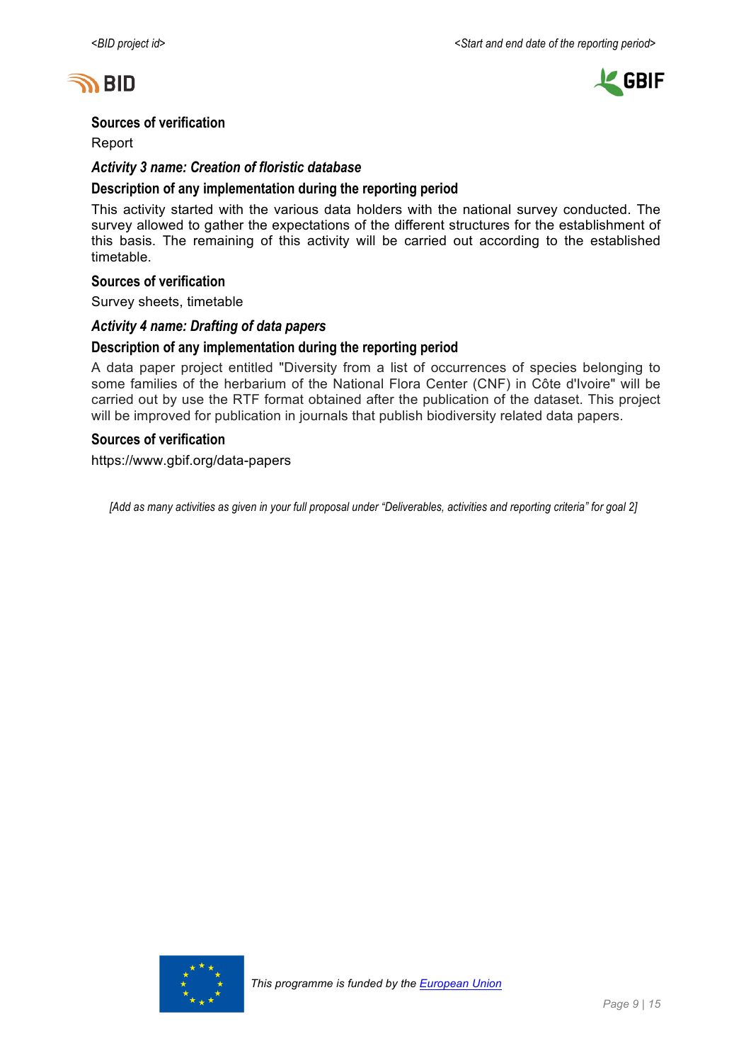### Sources of verification

Report

### *Activity 3 name: Creation of floristic database*

### Description of any implementation during the reporting period

This activity started with the various data holders with the national survey conducted. The survey allowed to gather the expectations of the different structures for the establishment of this basis. The remaining of this activity will be carried out according to the established timetable.

### Sources of verification

Survey sheets, timetable

### *Activity 4 name: Drafting of data papers*

### Description of any implementation during the reporting period

A data paper project entitled "Diversity from a list of occurrences of species belonging to some families of the herbarium of the National Flora Center (CNF) in Côte d'Ivoire" will be carried out by use the RTF format obtained after the publication of the dataset. This project will be improved for publication in journals that publish biodiversity related data papers.

### Sources of verification

https://www.gbif.org/data-papers

*[Add as many activities as given in your full proposal under "Deliverables, activities and reporting criteria" for goal 2]*

*This programme is funded by the European Union*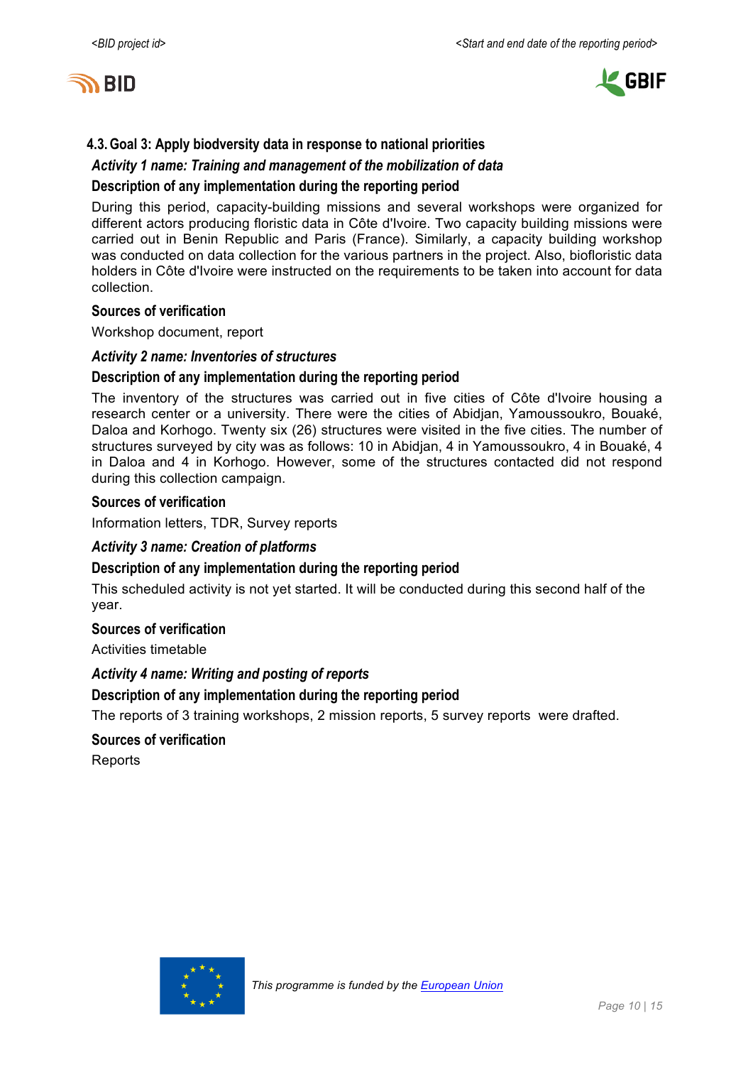## 4.3. Goal 3: Apply biodiversity data in response to national priorities

### *Activity 1 name: Training and management of the mobilization of data*

#### Description of any implementation during the reporting period

During this period, capacity-building missions and several workshops were organized for different actors producing floristic data in Côte d'Ivoire. Two capacity building missions were carried out in Benin Republic and Paris (France). Similarly, a capacity building workshop was conducted on data collection for the various partners in the project. Also, biofloristic data holders in Côte d'Ivoire were instructed on the requirements to be taken into account for data collection.

#### Sources of verification

Workshop document, report

### *Activity 2 name: Inventories of structures*

#### Description of any implementation during the reporting period

The inventory of the structures was carried out in five cities of Côte d'Ivoire housing a research center or a university. There were the cities of Abidjan, Yamoussoukro, Bouaké, Daloa and Korhogo. Twenty six (26) structures were visited in the five cities. The number of structures surveyed by city was as follows: 10 in Abidjan, 4 in Yamoussoukro, 4 in Bouaké, 4 in Daloa and 4 in Korhogo. However, some of the structures contacted did not respond during this collection campaign.

#### Sources of verification

Information letters, TDR, Survey reports

### *Activity 3 name: Creation of platforms*

#### Description of any implementation during the reporting period

This scheduled activity is not yet started. It will be conducted during this second half of the year.

#### Sources of verification

Activities timetable

### *Activity 4 name: Writing and posting of reports*

#### Description of any implementation during the reporting period

The reports of 3 training workshops, 2 mission reports, 5 survey reports were drafted.

#### Sources of verification

Reports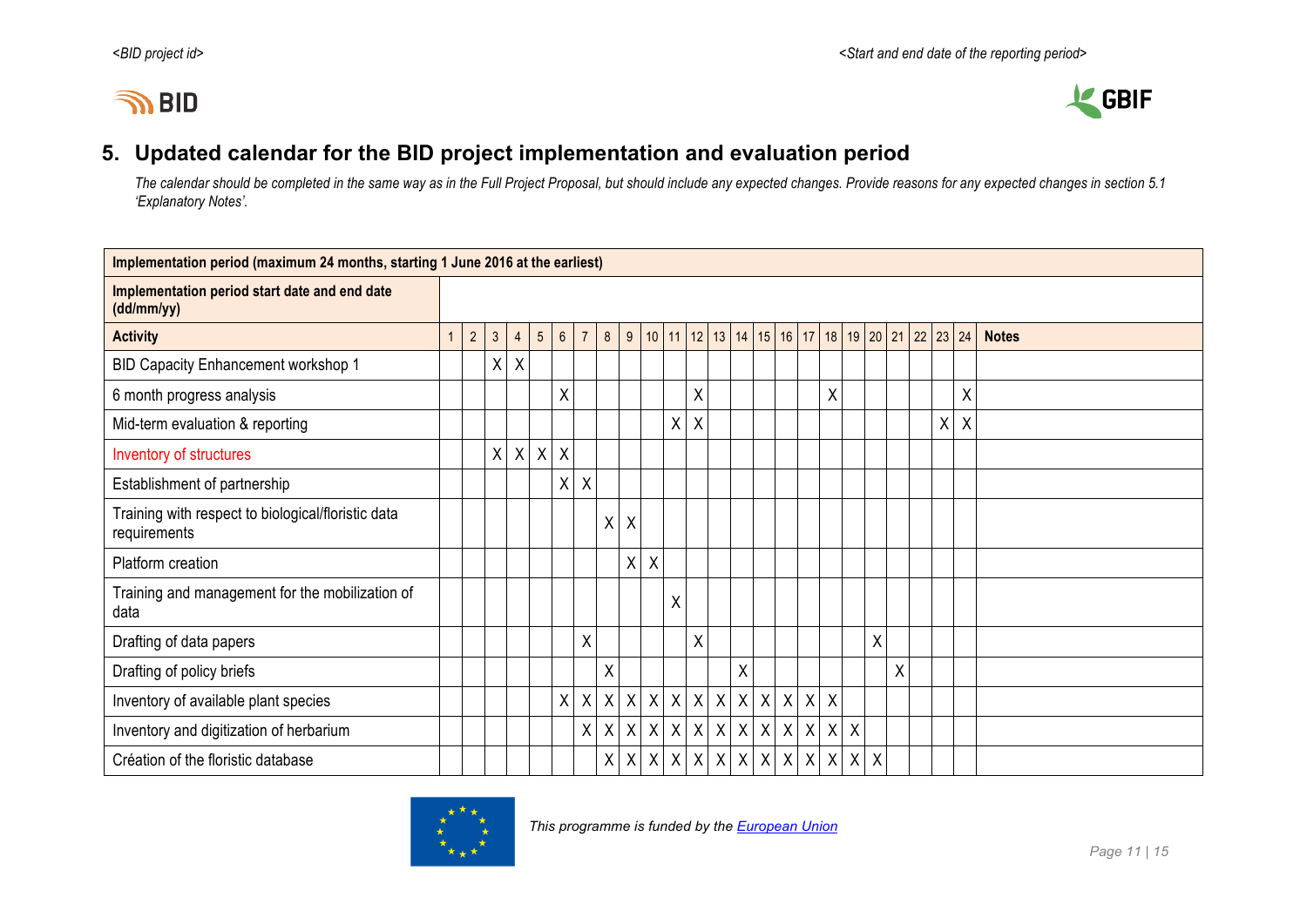## 5. Updated calendar for the BID project implementation and evaluation period

*The calendar should be completed in the same way as in the Full Project Proposal, but should include any expected changes. Provide reasons for any expected changes in section 5.1 'Explanatory Notes'.*

| **Implementation period (maximum 24 months, starting 1 June 2016 at the earliest)** | | | | | | | | | | | | | | | | | | | | | | | | | |
|---|---|---|---|---|---|---|---|---|---|---|---|---|---|---|---|---|---|---|---|---|---|---|---|---|---|
| **Implementation period start date and end date (dd/mm/yy)** | | | | | | | | | | | | | | | | | | | | | | | | | |
| **Activity** | 1 | 2 | 3 | 4 | 5 | 6 | 7 | 8 | 9 | 10 | 11 | 12 | 13 | 14 | 15 | 16 | 17 | 18 | 19 | 20 | 21 | 22 | 23 | 24 | **Notes** |
| BID Capacity Enhancement workshop 1 | | | X | X | | | | | | | | | | | | | | | | | | | | | |
| 6 month progress analysis | | | | | | X | | | | | | X | | | | | | X | | | | | | X | |
| Mid-term evaluation & reporting | | | | | | | | | | | X | X | | | | | | | | | | | X | X | |
| Inventory of structures | | | X | X | X | X | | | | | | | | | | | | | | | | | | | |
| Establishment of partnership | | | | | | X | X | | | | | | | | | | | | | | | | | | |
| Training with respect to biological/floristic data requirements | | | | | | | | X | X | | | | | | | | | | | | | | | | |
| Platform creation | | | | | | | | | X | X | | | | | | | | | | | | | | | |
| Training and management for the mobilization of data | | | | | | | | | | | X | | | | | | | | | | | | | | |
| Drafting of data papers | | | | | | | X | | | | | X | | | | | | | | X | | | | | |
| Drafting of policy briefs | | | | | | | | X | | | | | | X | | | | | | | X | | | | |
| Inventory of available plant species | | | | | | X | X | X | X | X | X | X | X | X | X | X | X | X | | | | | | | |
| Inventory and digitization of herbarium | | | | | | | X | X | X | X | X | X | X | X | X | X | X | X | X | | | | | | |
| Création of the floristic database | | | | | | | | X | X | X | X | X | X | X | X | X | X | X | X | X | | | | | |

*This programme is funded by the European Union*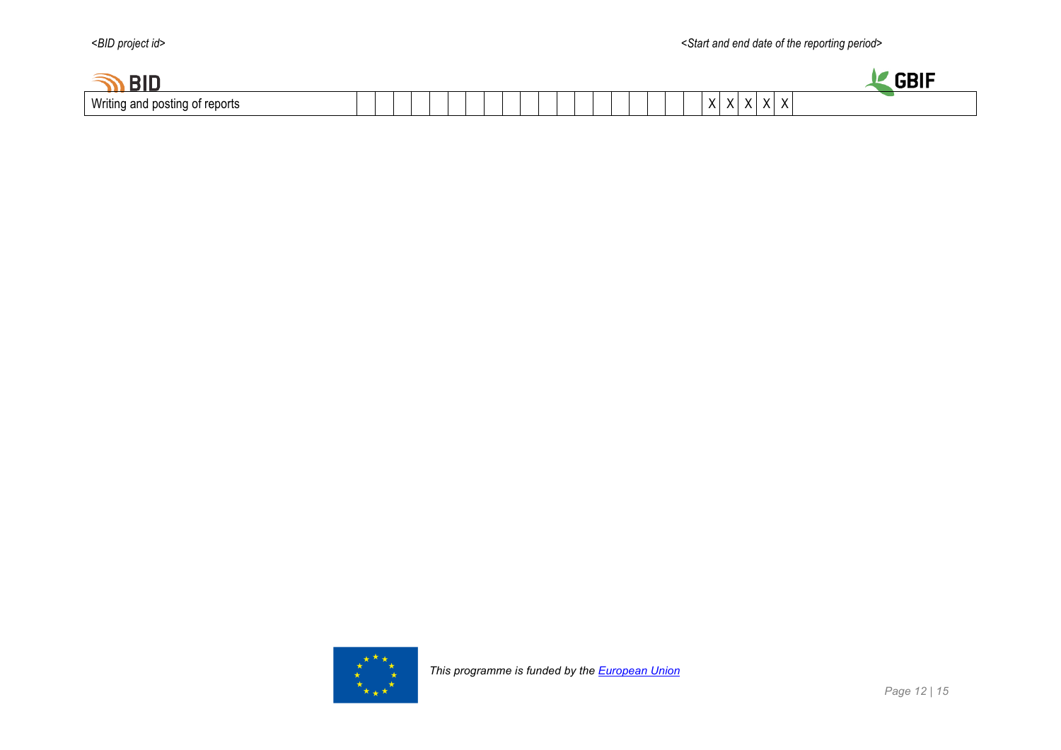| Writing and posting of reports | | | | | | | | | | | | | | | | | | | | X | X | X | X | X | |
|---|---|---|---|---|---|---|---|---|---|---|---|---|---|---|---|---|---|---|---|---|---|---|---|---|---|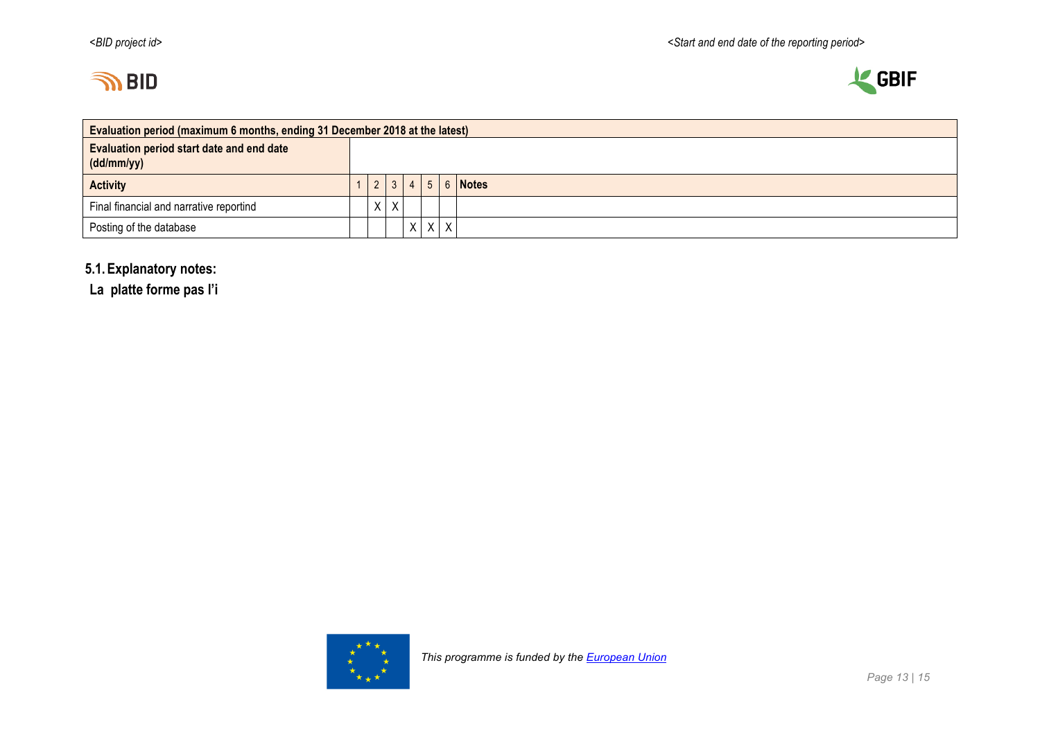| Evaluation period (maximum 6 months, ending 31 December 2018 at the latest) | | | | | | | |
|---|---|---|---|---|---|---|---|
| Evaluation period start date and end date (dd/mm/yy) | | | | | | | |
| **Activity** | 1 | 2 | 3 | 4 | 5 | 6 | **Notes** |
| Final financial and narrative reportind | | X | X | | | | |
| Posting of the database | | | | X | X | X | |

### 5.1. Explanatory notes:

**La  platte forme pas l'i**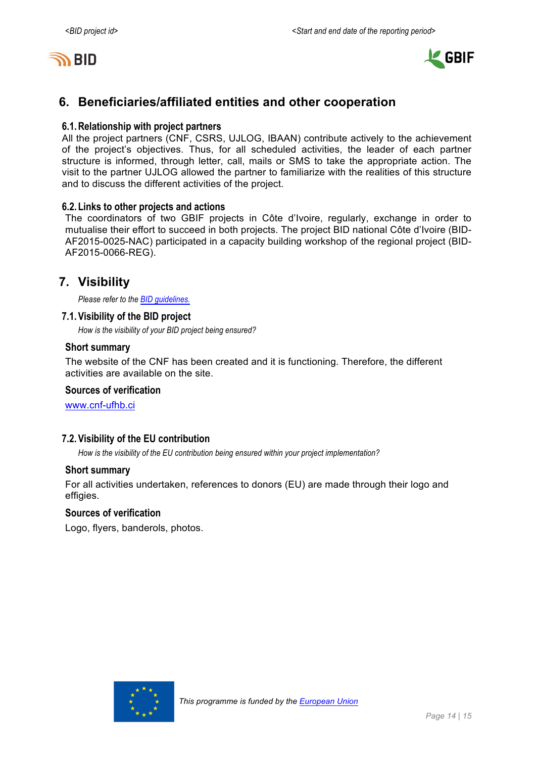## 6. Beneficiaries/affiliated entities and other cooperation

### 6.1. Relationship with project partners

All the project partners (CNF, CSRS, UJLOG, IBAAN) contribute actively to the achievement of the project's objectives. Thus, for all scheduled activities, the leader of each partner structure is informed, through letter, call, mails or SMS to take the appropriate action. The visit to the partner UJLOG allowed the partner to familiarize with the realities of this structure and to discuss the different activities of the project.

### 6.2. Links to other projects and actions

The coordinators of two GBIF projects in Côte d'Ivoire, regularly, exchange in order to mutualise their effort to succeed in both projects. The project BID national Côte d'Ivoire (BID-AF2015-0025-NAC) participated in a capacity building workshop of the regional project (BID-AF2015-0066-REG).

## 7. Visibility

*Please refer to the [BID guidelines.]()*

### 7.1. Visibility of the BID project

*How is the visibility of your BID project being ensured?*

#### Short summary

The website of the CNF has been created and it is functioning. Therefore, the different activities are available on the site.

#### Sources of verification

[www.cnf-ufhb.ci](http://www.cnf-ufhb.ci)

### 7.2. Visibility of the EU contribution

*How is the visibility of the EU contribution being ensured within your project implementation?*

#### Short summary

For all activities undertaken, references to donors (EU) are made through their logo and effigies.

#### Sources of verification

Logo, flyers, banderols, photos.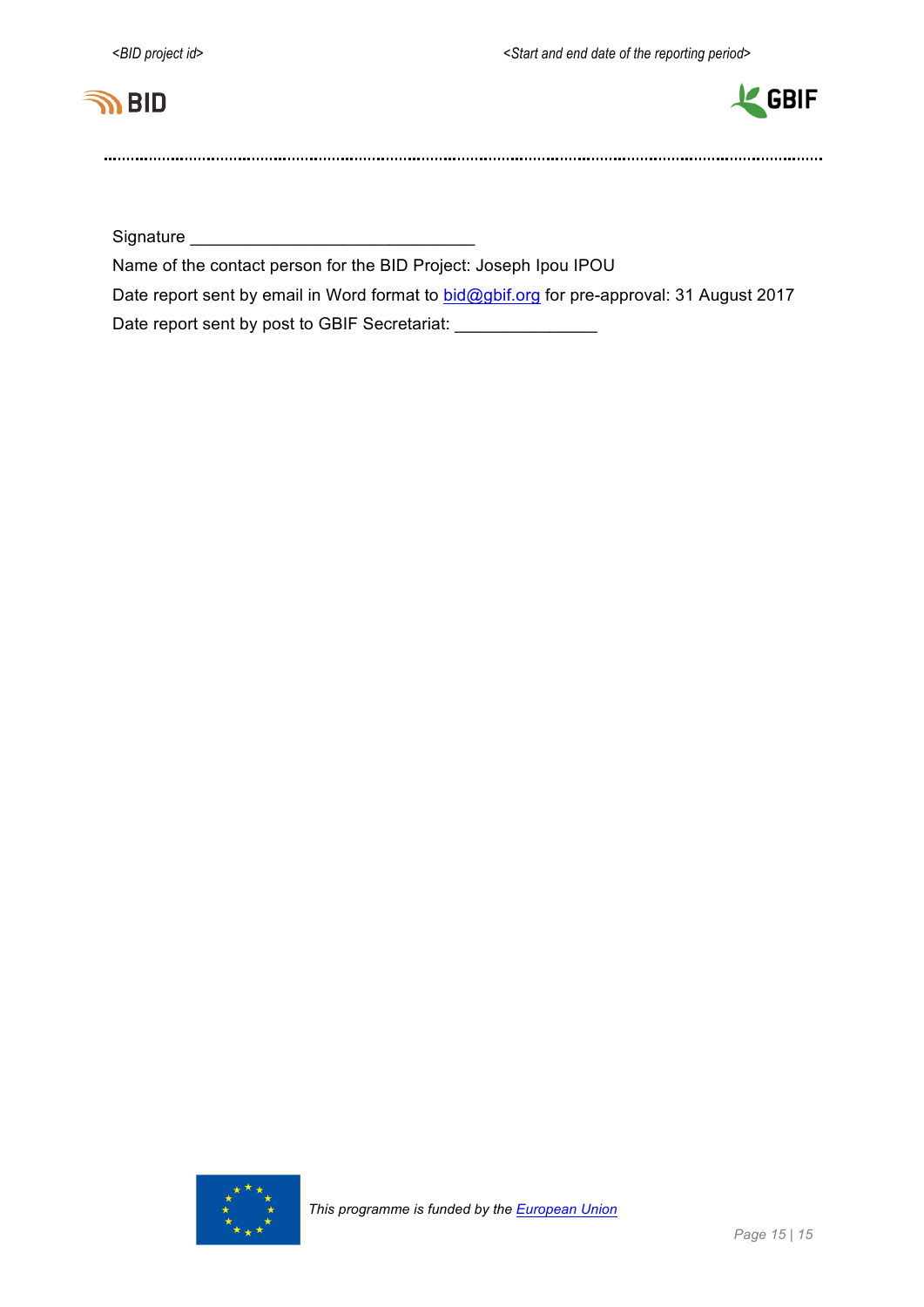Signature ______________________________

Name of the contact person for the BID Project: Joseph Ipou IPOU

Date report sent by email in Word format to [bid@gbif.org](mailto:bid@gbif.org) for pre-approval: 31 August 2017

Date report sent by post to GBIF Secretariat: _______________

*This programme is funded by the [European Union](#)*